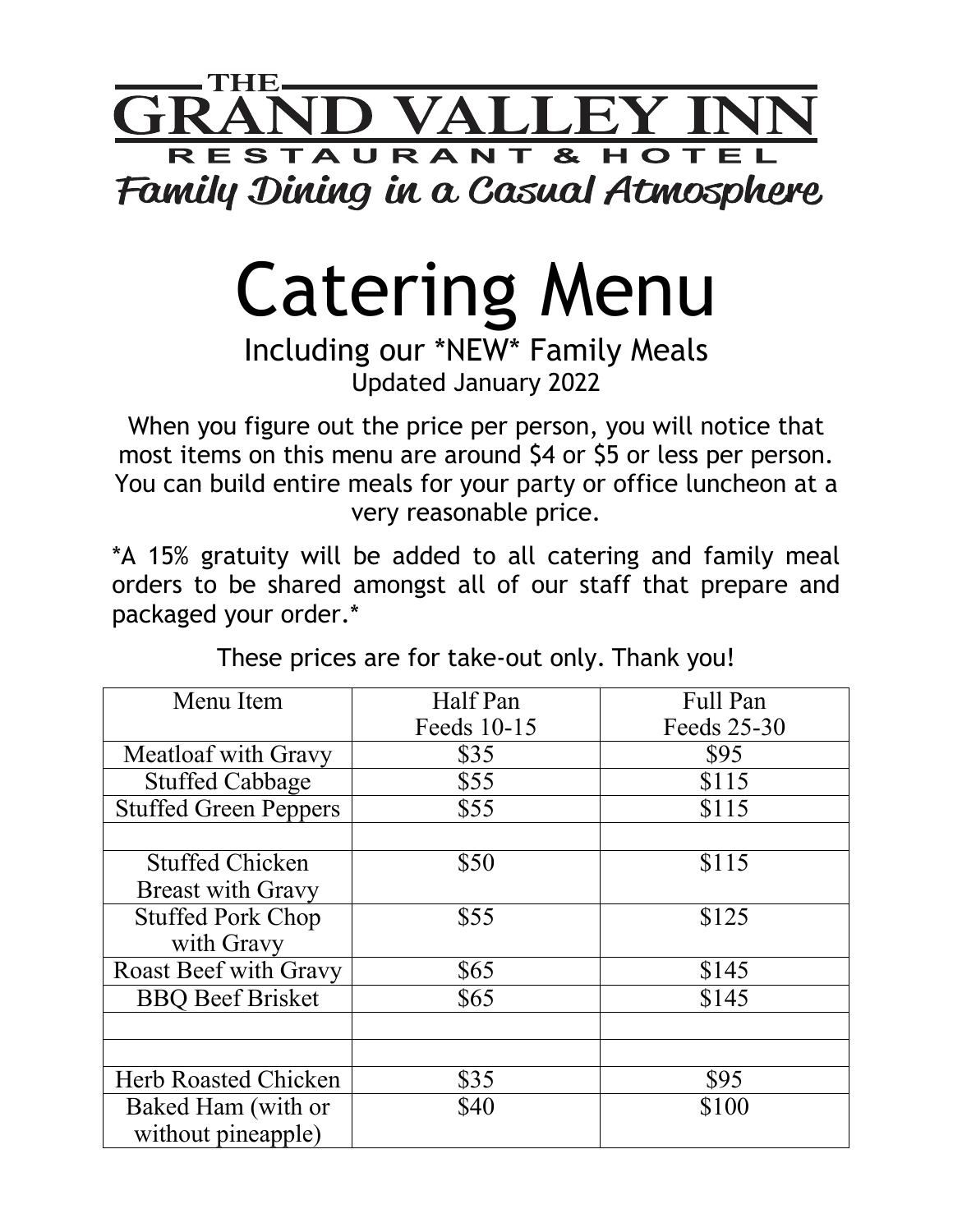# THE GRAND VALLEY INN

RESTAURANT & HOTEL

*Family Dining in a Casual Atmosphere*

# Catering Menu

## Including our *NEW* Family Meals

Updated January 2022

When you figure out the price per person, you will notice that most items on this menu are around $4 or $5 or less per person. You can build entire meals for your party or office luncheon at a very reasonable price.

*A 15% gratuity will be added to all catering and family meal orders to be shared amongst all of our staff that prepare and packaged your order.*

These prices are for take-out only. Thank you!

| Menu Item | Half Pan<br>Feeds 10-15 | Full Pan<br>Feeds 25-30 |
|---|---|---|
| Meatloaf with Gravy | $35 | $95 |
| Stuffed Cabbage | $55 | $115 |
| Stuffed Green Peppers | $55 | $115 |
| | | |
| Stuffed Chicken Breast with Gravy | $50 | $115 |
| Stuffed Pork Chop with Gravy | $55 | $125 |
| Roast Beef with Gravy | $65 | $145 |
| BBQ Beef Brisket | $65 | $145 |
| | | |
| | | |
| Herb Roasted Chicken | $35 | $95 |
| Baked Ham (with or without pineapple) | $40 | $100 |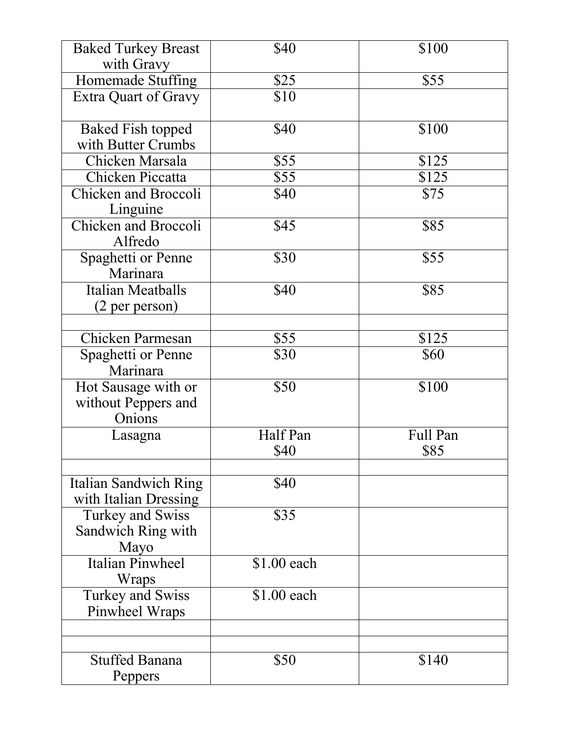| | | |
|---|---|---|
| Baked Turkey Breast with Gravy | $40 | $100 |
| Homemade Stuffing | $25 | $55 |
| Extra Quart of Gravy | $10 | |
| Baked Fish topped with Butter Crumbs | $40 | $100 |
| Chicken Marsala | $55 | $125 |
| Chicken Piccatta | $55 | $125 |
| Chicken and Broccoli Linguine | $40 | $75 |
| Chicken and Broccoli Alfredo | $45 | $85 |
| Spaghetti or Penne Marinara | $30 | $55 |
| Italian Meatballs (2 per person) | $40 | $85 |
| | | |
| Chicken Parmesan | $55 | $125 |
| Spaghetti or Penne Marinara | $30 | $60 |
| Hot Sausage with or without Peppers and Onions | $50 | $100 |
| Lasagna | Half Pan $40 | Full Pan $85 |
| | | |
| Italian Sandwich Ring with Italian Dressing | $40 | |
| Turkey and Swiss Sandwich Ring with Mayo | $35 | |
| Italian Pinwheel Wraps | $1.00 each | |
| Turkey and Swiss Pinwheel Wraps | $1.00 each | |
| | | |
| | | |
| Stuffed Banana Peppers | $50 | $140 |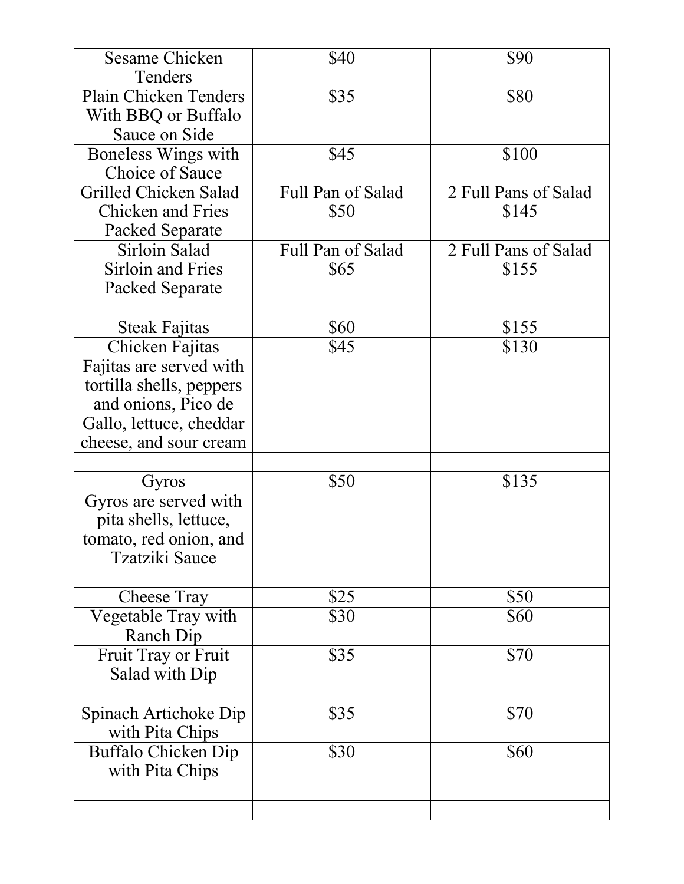| | | |
|---|---|---|
| Sesame Chicken Tenders | $40 | $90 |
| Plain Chicken Tenders With BBQ or Buffalo Sauce on Side | $35 | $80 |
| Boneless Wings with Choice of Sauce | $45 | $100 |
| Grilled Chicken Salad Chicken and Fries Packed Separate | Full Pan of Salad $50 | 2 Full Pans of Salad $145 |
| Sirloin Salad Sirloin and Fries Packed Separate | Full Pan of Salad $65 | 2 Full Pans of Salad $155 |
| | | |
| Steak Fajitas | $60 | $155 |
| Chicken Fajitas | $45 | $130 |
| Fajitas are served with tortilla shells, peppers and onions, Pico de Gallo, lettuce, cheddar cheese, and sour cream | | |
| | | |
| Gyros | $50 | $135 |
| Gyros are served with pita shells, lettuce, tomato, red onion, and Tzatziki Sauce | | |
| | | |
| Cheese Tray | $25 | $50 |
| Vegetable Tray with Ranch Dip | $30 | $60 |
| Fruit Tray or Fruit Salad with Dip | $35 | $70 |
| | | |
| Spinach Artichoke Dip with Pita Chips | $35 | $70 |
| Buffalo Chicken Dip with Pita Chips | $30 | $60 |
| | | |
| | | |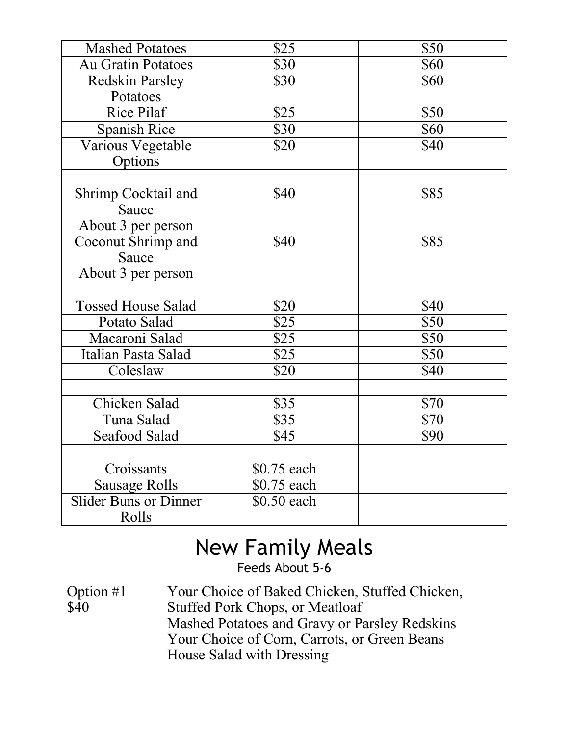| Mashed Potatoes | $25 | $50 |
|---|---|---|
| Au Gratin Potatoes | $30 | $60 |
| Redskin Parsley Potatoes | $30 | $60 |
| Rice Pilaf | $25 | $50 |
| Spanish Rice | $30 | $60 |
| Various Vegetable Options | $20 | $40 |
| | | |
| Shrimp Cocktail and Sauce About 3 per person | $40 | $85 |
| Coconut Shrimp and Sauce About 3 per person | $40 | $85 |
| | | |
| Tossed House Salad | $20 | $40 |
| Potato Salad | $25 | $50 |
| Macaroni Salad | $25 | $50 |
| Italian Pasta Salad | $25 | $50 |
| Coleslaw | $20 | $40 |
| | | |
| Chicken Salad | $35 | $70 |
| Tuna Salad | $35 | $70 |
| Seafood Salad | $45 | $90 |
| | | |
| Croissants | $0.75 each | |
| Sausage Rolls | $0.75 each | |
| Slider Buns or Dinner Rolls | $0.50 each | |

# New Family Meals

Feeds About 5-6

Option #1
$40

Your Choice of Baked Chicken, Stuffed Chicken, Stuffed Pork Chops, or Meatloaf
Mashed Potatoes and Gravy or Parsley Redskins
Your Choice of Corn, Carrots, or Green Beans
House Salad with Dressing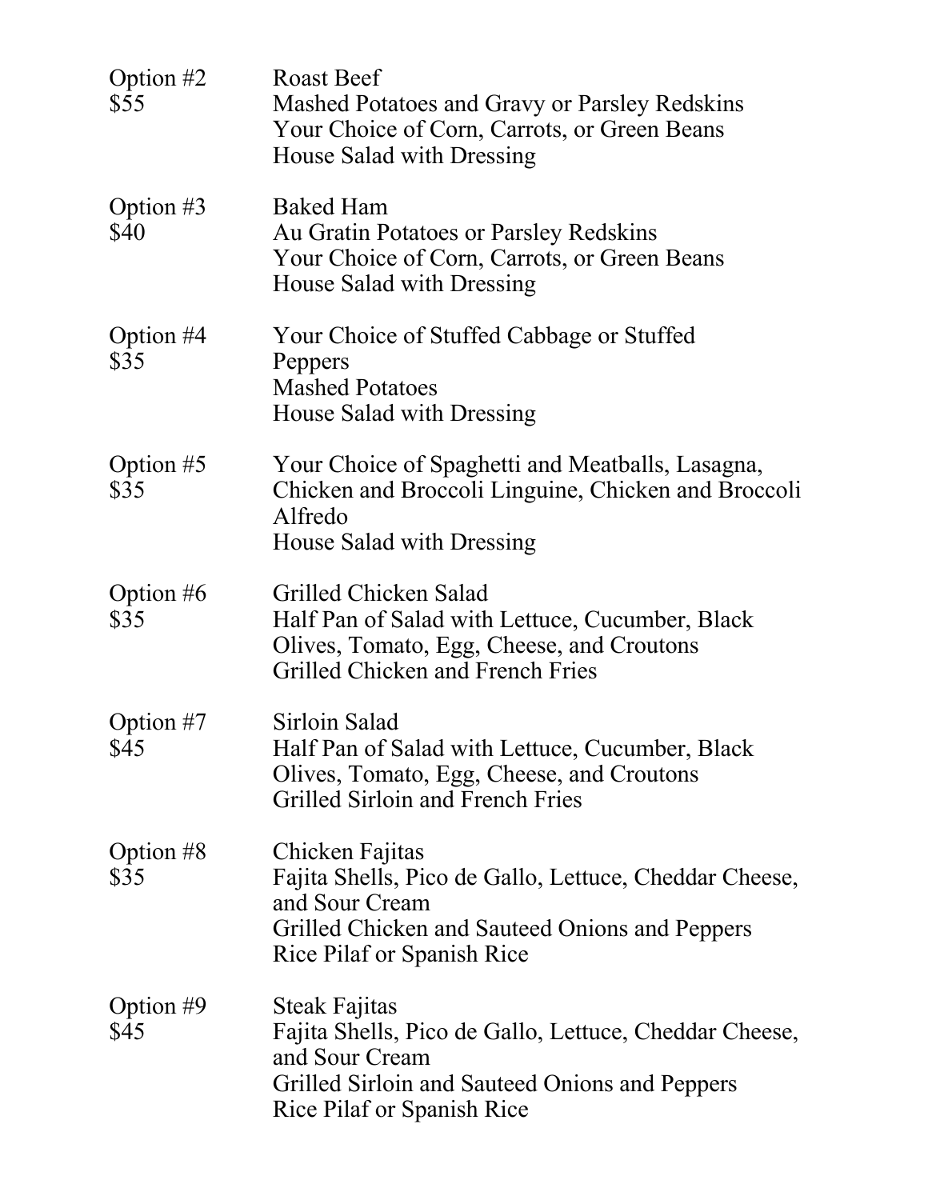| | |
|---|---|
| Option #2<br>$55 | Roast Beef<br>Mashed Potatoes and Gravy or Parsley Redskins<br>Your Choice of Corn, Carrots, or Green Beans<br>House Salad with Dressing |
| Option #3<br>$40 | Baked Ham<br>Au Gratin Potatoes or Parsley Redskins<br>Your Choice of Corn, Carrots, or Green Beans<br>House Salad with Dressing |
| Option #4<br>$35 | Your Choice of Stuffed Cabbage or Stuffed Peppers<br>Mashed Potatoes<br>House Salad with Dressing |
| Option #5<br>$35 | Your Choice of Spaghetti and Meatballs, Lasagna, Chicken and Broccoli Linguine, Chicken and Broccoli Alfredo<br>House Salad with Dressing |
| Option #6<br>$35 | Grilled Chicken Salad<br>Half Pan of Salad with Lettuce, Cucumber, Black Olives, Tomato, Egg, Cheese, and Croutons<br>Grilled Chicken and French Fries |
| Option #7<br>$45 | Sirloin Salad<br>Half Pan of Salad with Lettuce, Cucumber, Black Olives, Tomato, Egg, Cheese, and Croutons<br>Grilled Sirloin and French Fries |
| Option #8<br>$35 | Chicken Fajitas<br>Fajita Shells, Pico de Gallo, Lettuce, Cheddar Cheese, and Sour Cream<br>Grilled Chicken and Sauteed Onions and Peppers<br>Rice Pilaf or Spanish Rice |
| Option #9<br>$45 | Steak Fajitas<br>Fajita Shells, Pico de Gallo, Lettuce, Cheddar Cheese, and Sour Cream<br>Grilled Sirloin and Sauteed Onions and Peppers<br>Rice Pilaf or Spanish Rice |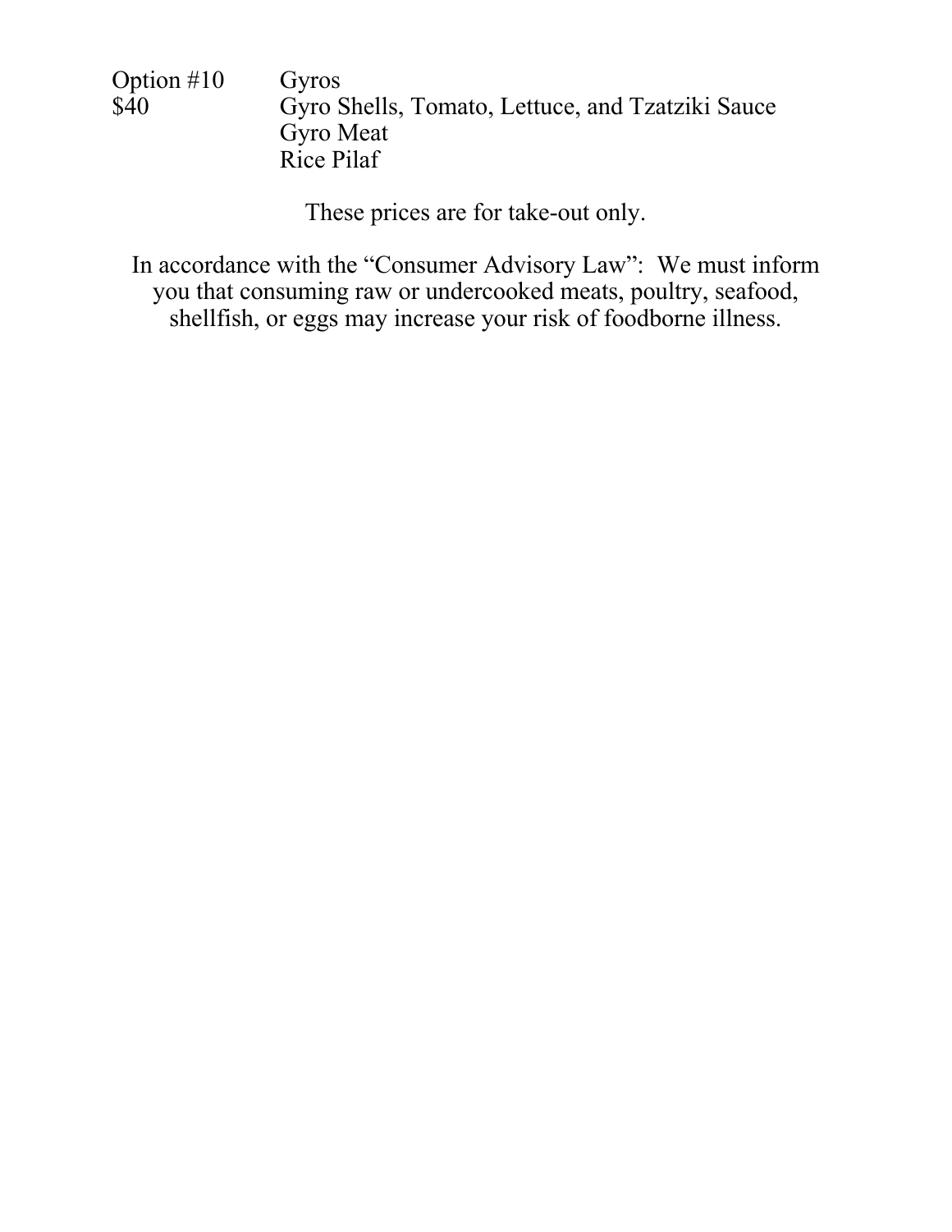| | |
| --- | --- |
| Option #10 | Gyros |
| $40 | Gyro Shells, Tomato, Lettuce, and Tzatziki Sauce |
| | Gyro Meat |
| | Rice Pilaf |

These prices are for take-out only.

In accordance with the "Consumer Advisory Law": We must inform you that consuming raw or undercooked meats, poultry, seafood, shellfish, or eggs may increase your risk of foodborne illness.